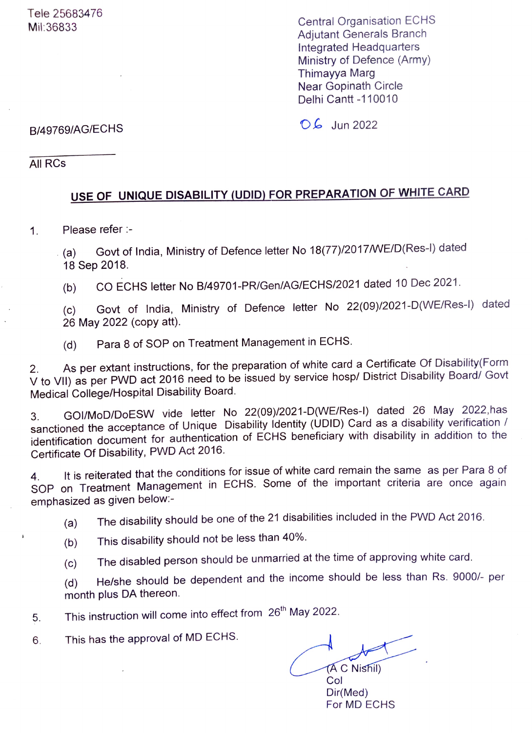Tele 25683476
Mil:36833

Central Organisation ECHS
Adjutant Generals Branch
Integrated Headquarters
Ministry of Defence (Army)
Thimayya Marg
Near Gopinath Circle
Delhi Cantt -110010

B/49769/AG/ECHS

06 Jun 2022

All RCs

**USE OF UNIQUE DISABILITY (UDID) FOR PREPARATION OF WHITE CARD**

1. Please refer :-

   (a) Govt of India, Ministry of Defence letter No 18(77)/2017/WE/D(Res-I) dated 18 Sep 2018.

   (b) CO ECHS letter No B/49701-PR/Gen/AG/ECHS/2021 dated 10 Dec 2021.

   (c) Govt of India, Ministry of Defence letter No 22(09)/2021-D(WE/Res-I) dated 26 May 2022 (copy att).

   (d) Para 8 of SOP on Treatment Management in ECHS.

2. As per extant instructions, for the preparation of white card a Certificate Of Disability(Form V to VII) as per PWD act 2016 need to be issued by service hosp/ District Disability Board/ Govt Medical College/Hospital Disability Board.

3. GOI/MoD/DoESW vide letter No 22(09)/2021-D(WE/Res-I) dated 26 May 2022,has sanctioned the acceptance of Unique Disability Identity (UDID) Card as a disability verification / identification document for authentication of ECHS beneficiary with disability in addition to the Certificate Of Disability, PWD Act 2016.

4. It is reiterated that the conditions for issue of white card remain the same as per Para 8 of SOP on Treatment Management in ECHS. Some of the important criteria are once again emphasized as given below:-

   (a) The disability should be one of the 21 disabilities included in the PWD Act 2016.

   (b) This disability should not be less than 40%.

   (c) The disabled person should be unmarried at the time of approving white card.

   (d) He/she should be dependent and the income should be less than Rs. 9000/- per month plus DA thereon.

5. This instruction will come into effect from 26th May 2022.

6. This has the approval of MD ECHS.

(A C Nishil)
Col
Dir(Med)
For MD ECHS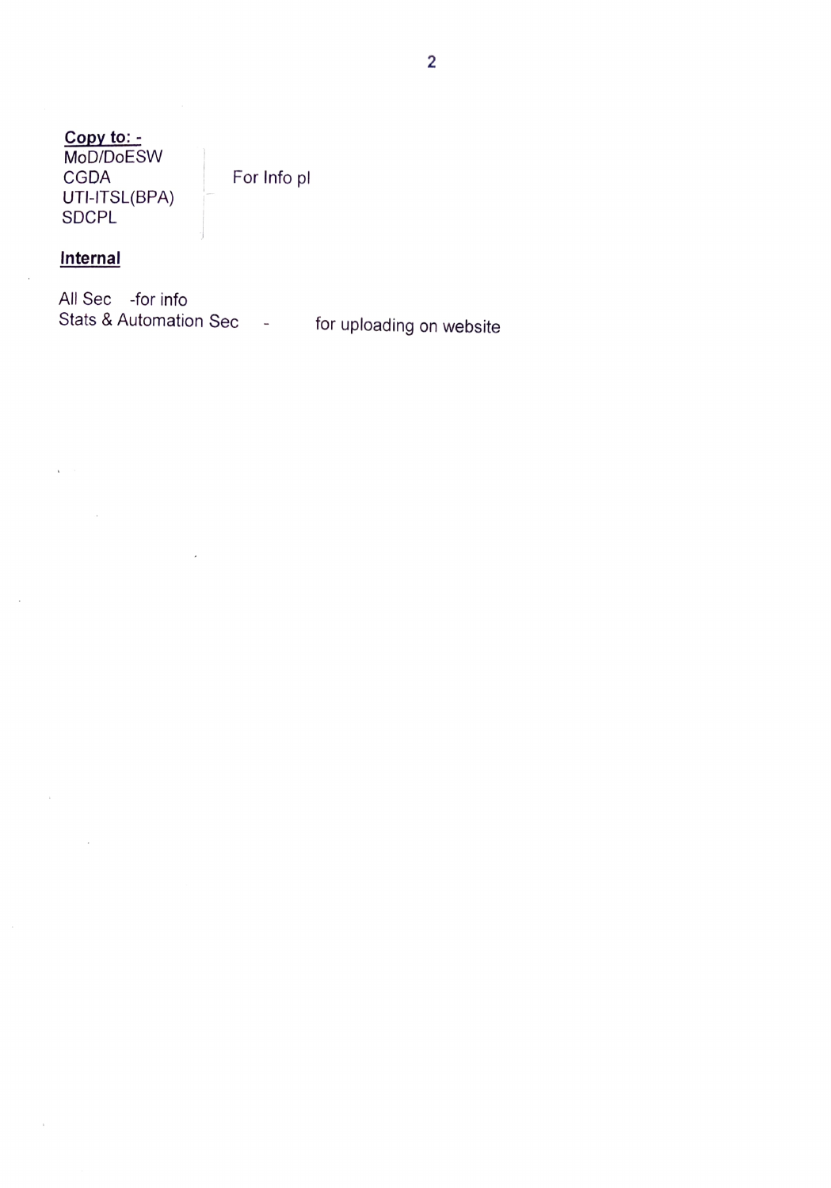**Copy to: -**

MoD/DoESW
CGDA
UTI-ITSL(BPA)
SDCPL

For Info pl

**Internal**

All Sec -for info
Stats & Automation Sec - for uploading on website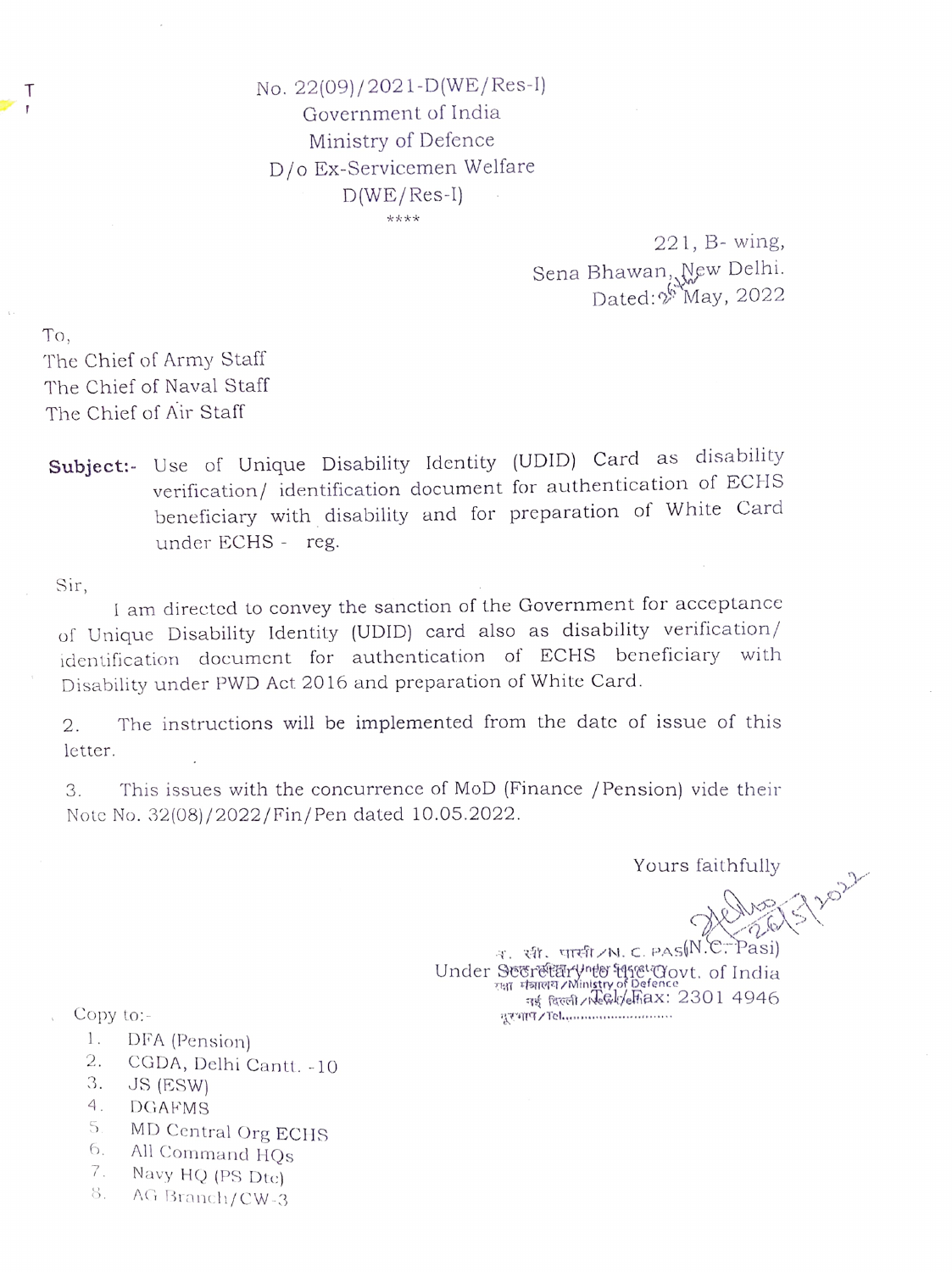No. 22(09)/2021-D(WE/Res-I)
Government of India
Ministry of Defence
D/o Ex-Servicemen Welfare
D(WE/Res-I)

\*\*\*\*

221, B- wing,
Sena Bhawan, New Delhi.
Dated: 26th May, 2022

To,
The Chief of Army Staff
The Chief of Naval Staff
The Chief of Air Staff

**Subject:-** Use of Unique Disability Identity (UDID) Card as disability verification/ identification document for authentication of ECHS beneficiary with disability and for preparation of White Card under ECHS - reg.

Sir,

I am directed to convey the sanction of the Government for acceptance of Unique Disability Identity (UDID) card also as disability verification/ identification document for authentication of ECHS beneficiary with Disability under PWD Act 2016 and preparation of White Card.

2. The instructions will be implemented from the date of issue of this letter.

3. This issues with the concurrence of MoD (Finance /Pension) vide their Note No. 32(08)/2022/Fin/Pen dated 10.05.2022.

Yours faithfully

26/5/2022

न. सी. पासी / N. C. PASI (N.C. Pasi)
Under Secretary to the Govt. of India
रक्षा मंत्रालय / Ministry of Defence
नई दिल्ली / New Delhi
Tel/Fax: 2301 4946

Copy to:-

1. DFA (Pension)
2. CGDA, Delhi Cantt. -10
3. JS (ESW)
4. DGAFMS
5. MD Central Org ECHS
6. All Command HQs
7. Navy HQ (PS Dte)
8. AG Branch/CW-3